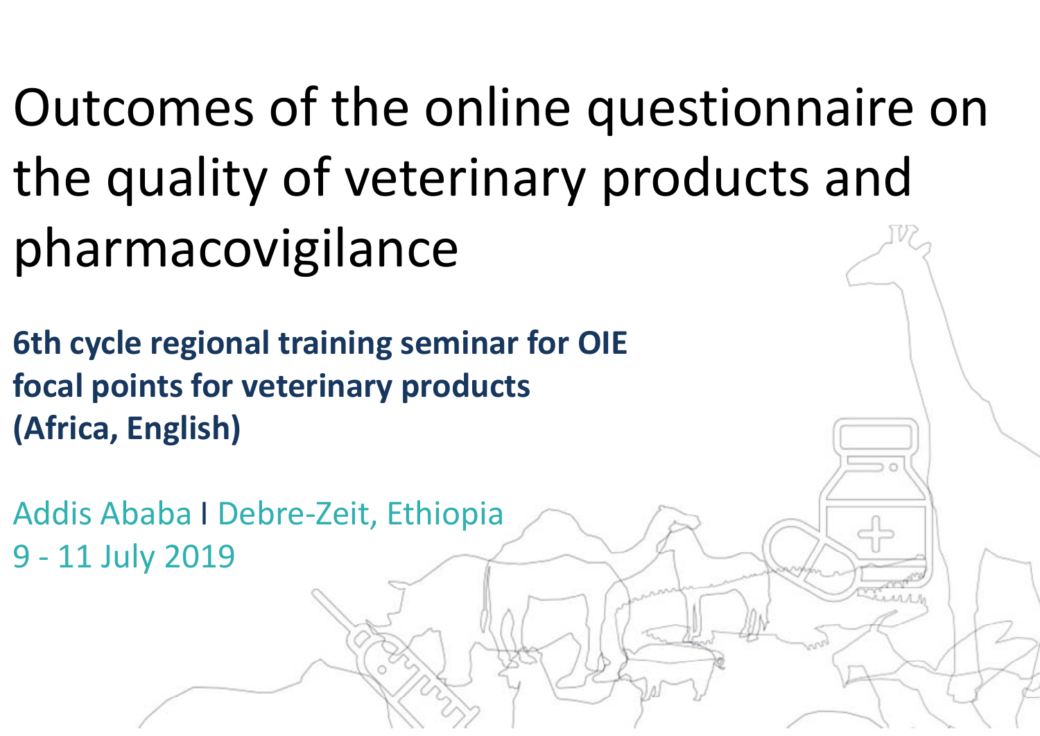# Outcomes of the online questionnaire on the quality of veterinary products and pharmacovigilance

**6th cycle regional training seminar for OIE focal points for veterinary products (Africa, English)**

Addis Ababa I Debre-Zeit, Ethiopia

9 - 11 July 2019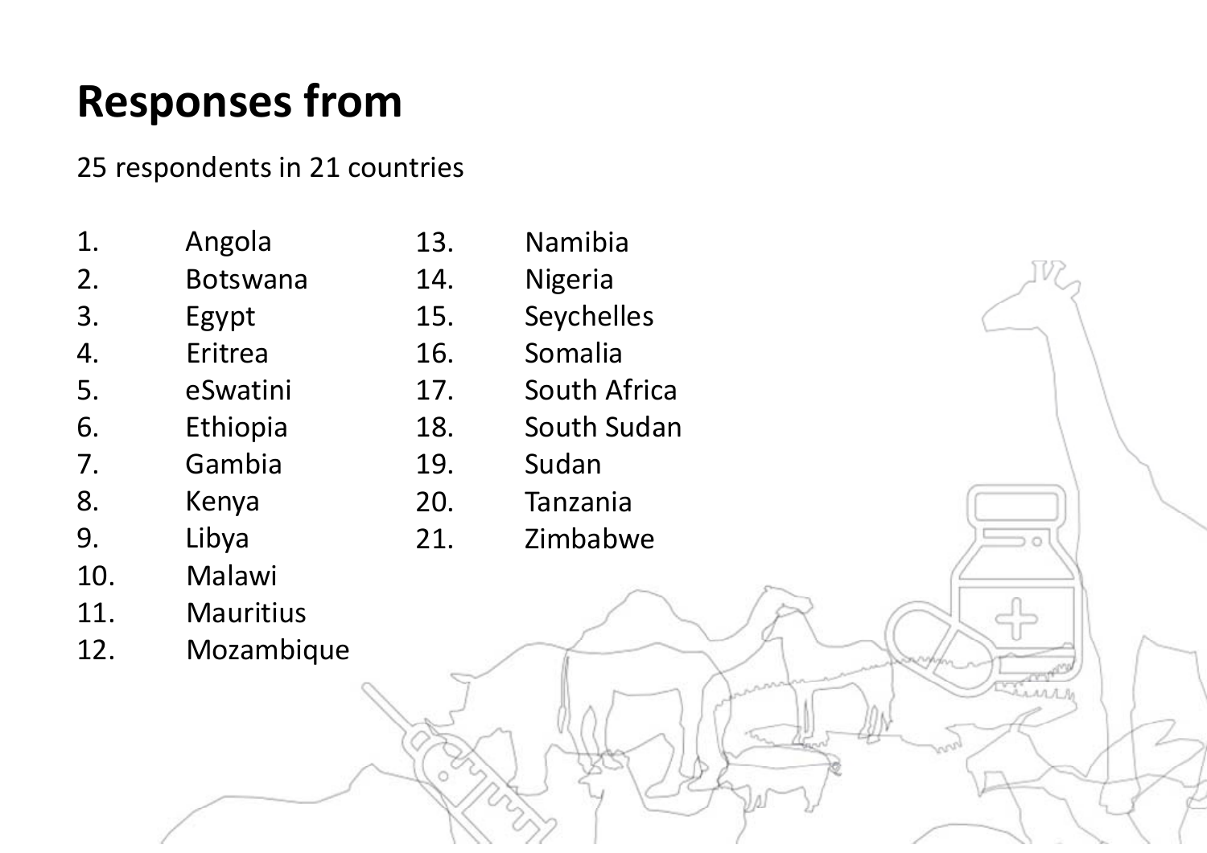# Responses from

25 respondents in 21 countries

1. Angola
2. Botswana
3. Egypt
4. Eritrea
5. eSwatini
6. Ethiopia
7. Gambia
8. Kenya
9. Libya
10. Malawi
11. Mauritius
12. Mozambique
13. Namibia
14. Nigeria
15. Seychelles
16. Somalia
17. South Africa
18. South Sudan
19. Sudan
20. Tanzania
21. Zimbabwe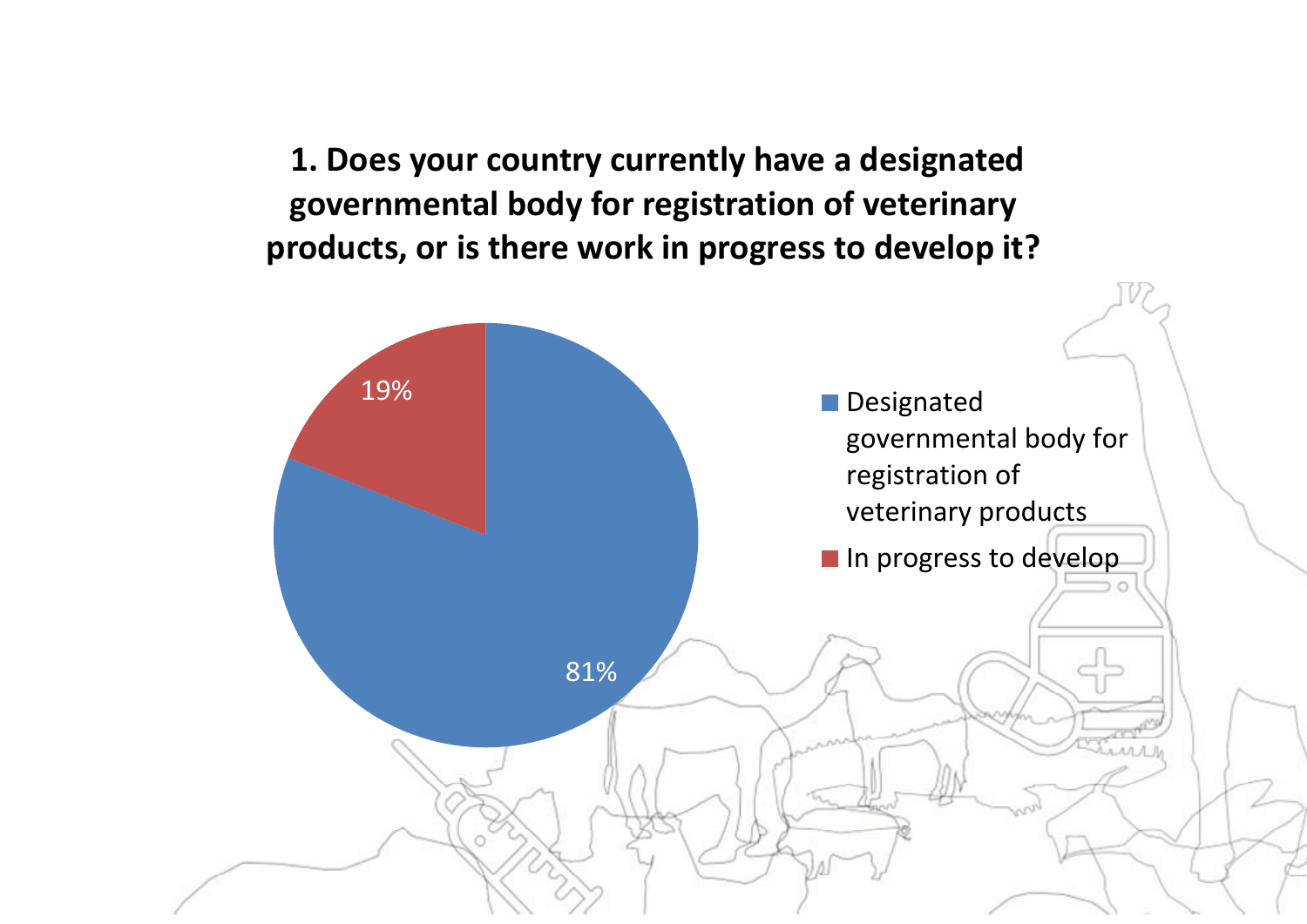# 1. Does your country currently have a designated governmental body for registration of veterinary products, or is there work in progress to develop it?

| Response | Percentage |
| --- | --- |
| Designated governmental body for registration of veterinary products | 81% |
| In progress to develop | 19% |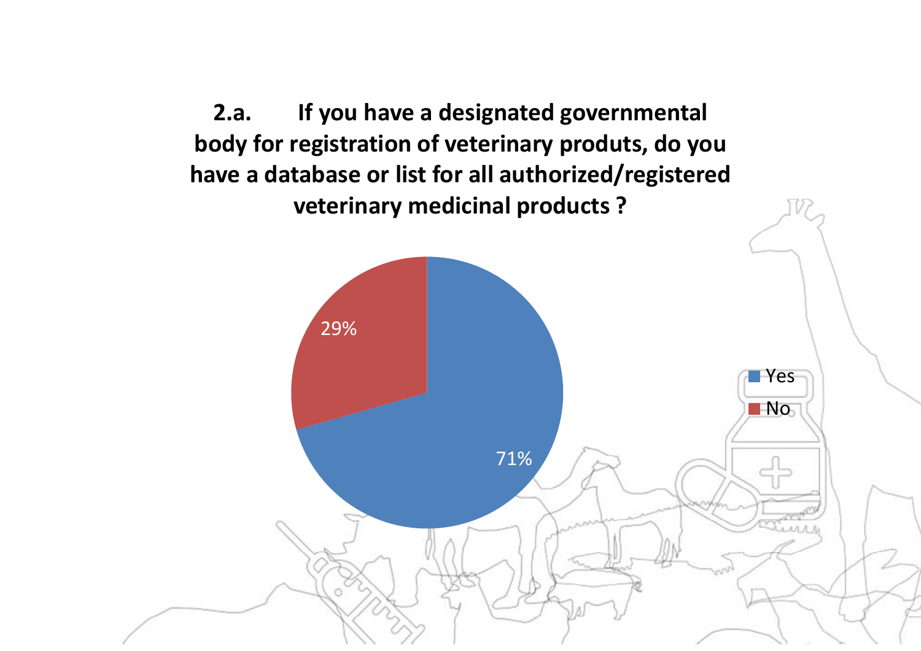**2.a. If you have a designated governmental body for registration of veterinary produts, do you have a database or list for all authorized/registered veterinary medicinal products ?**

| Response | Percentage |
| --- | --- |
| Yes | 71% |
| No | 29% |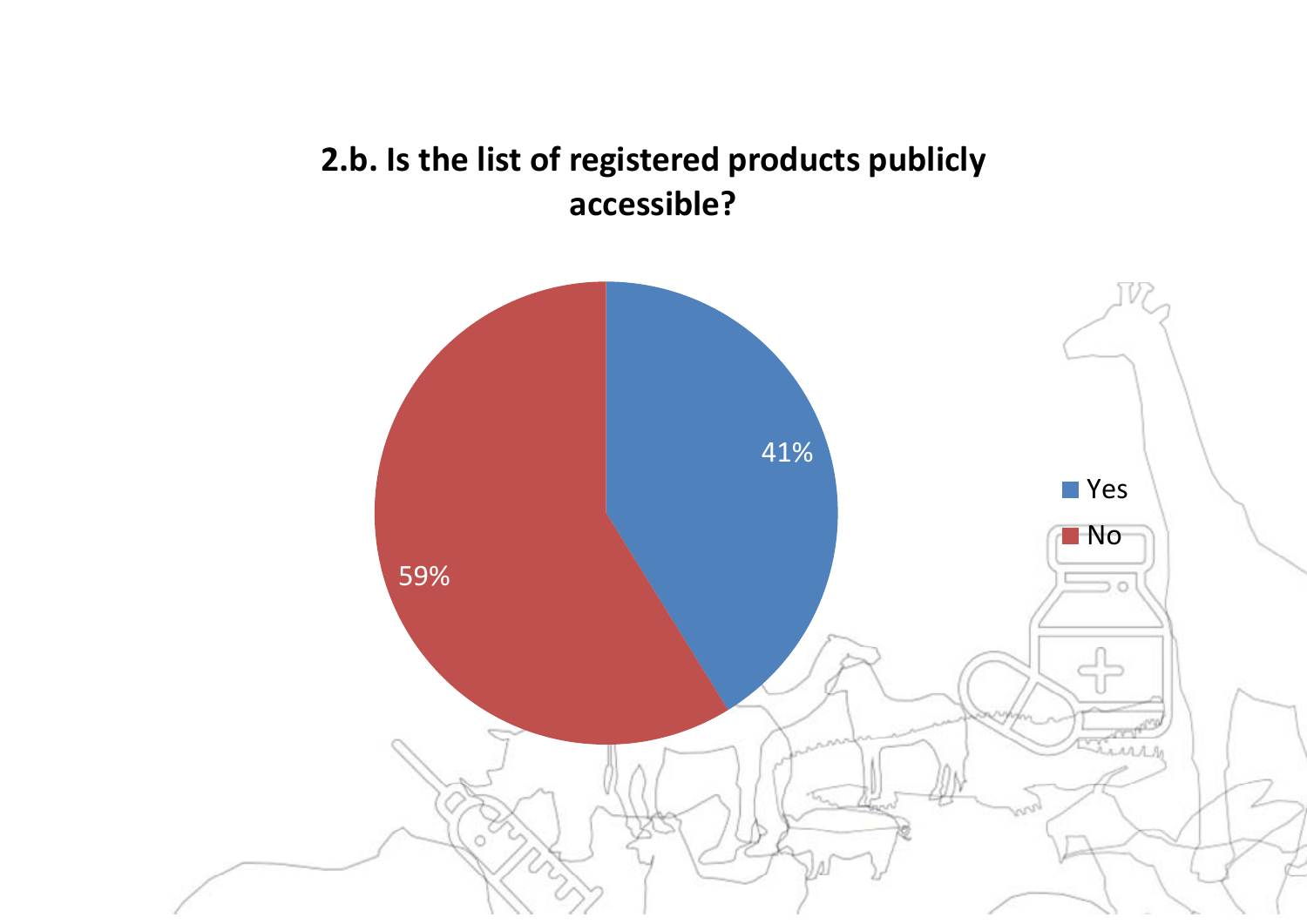## 2.b. Is the list of registered products publicly accessible?

| Response | Percentage |
| --- | --- |
| Yes | 41% |
| No | 59% |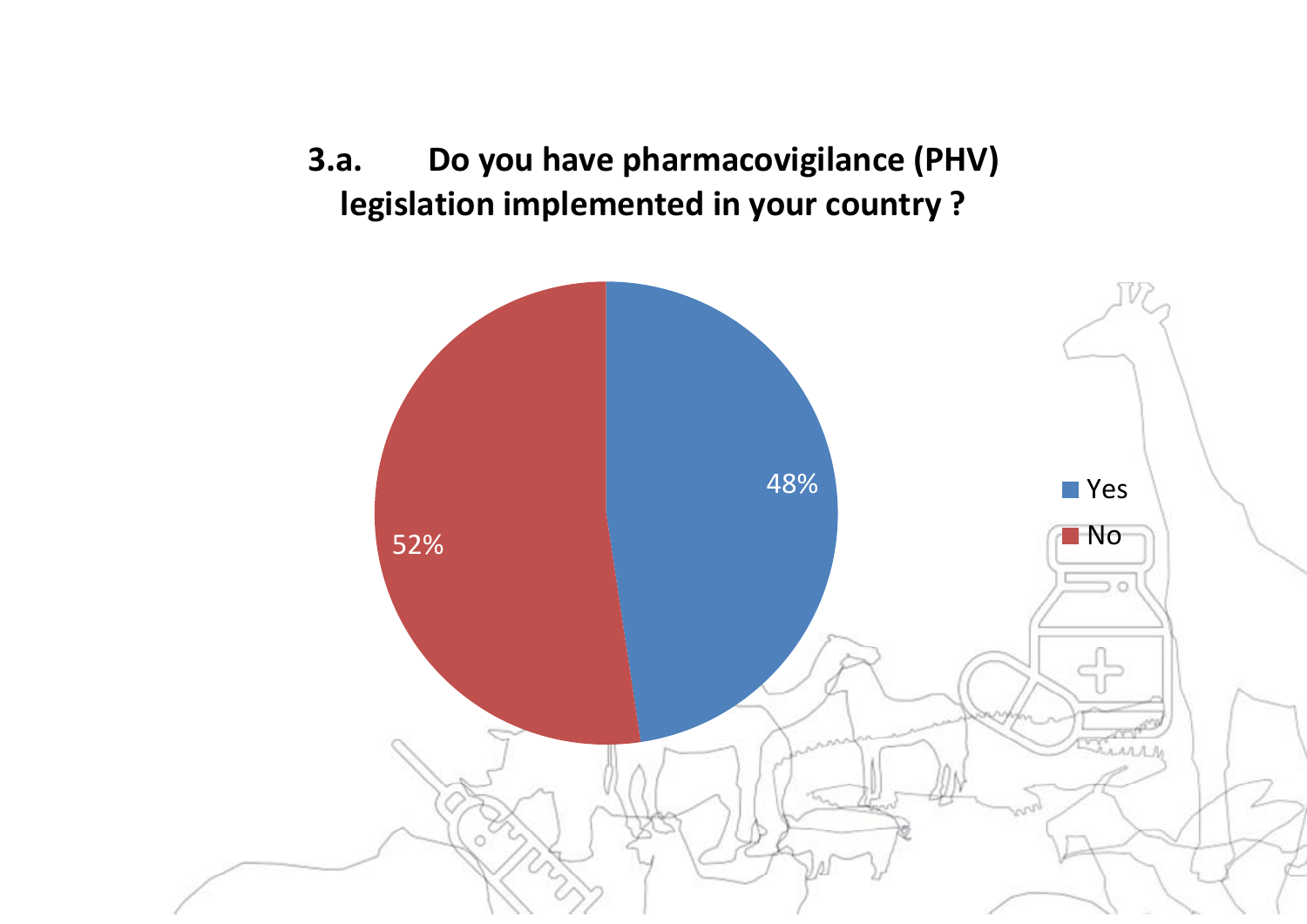### 3.a. Do you have pharmacovigilance (PHV) legislation implemented in your country ?

| Response | Percentage |
| --- | --- |
| Yes | 48% |
| No | 52% |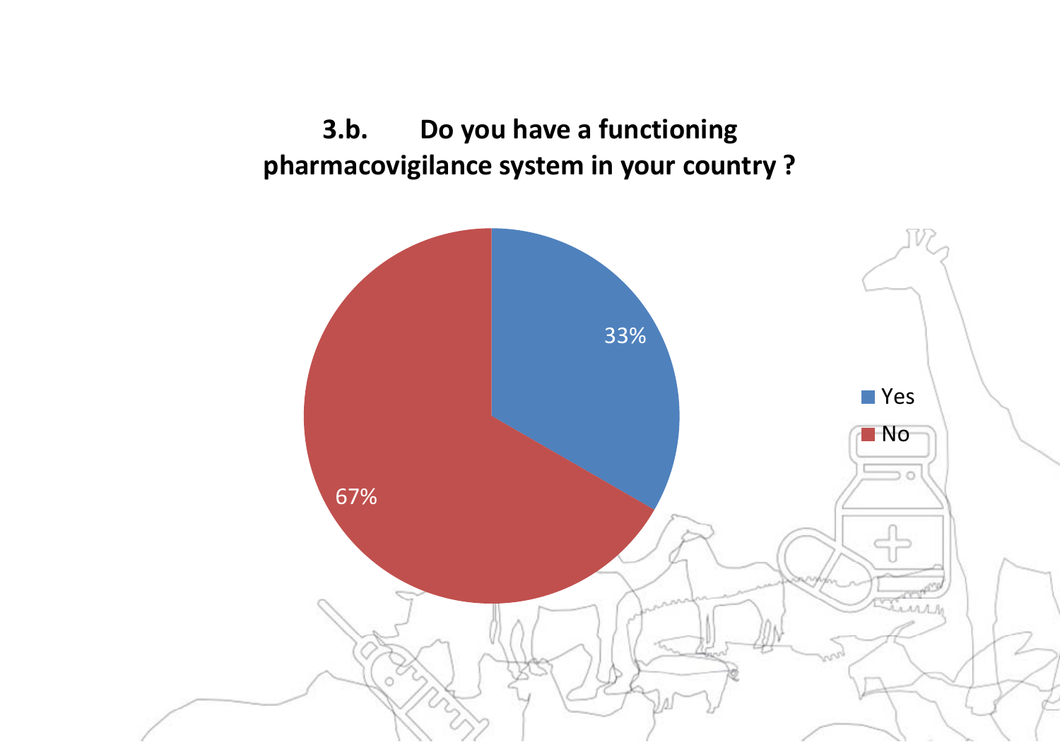**3.b. Do you have a functioning pharmacovigilance system in your country ?**

| Response | Percentage |
| --- | --- |
| Yes | 33% |
| No | 67% |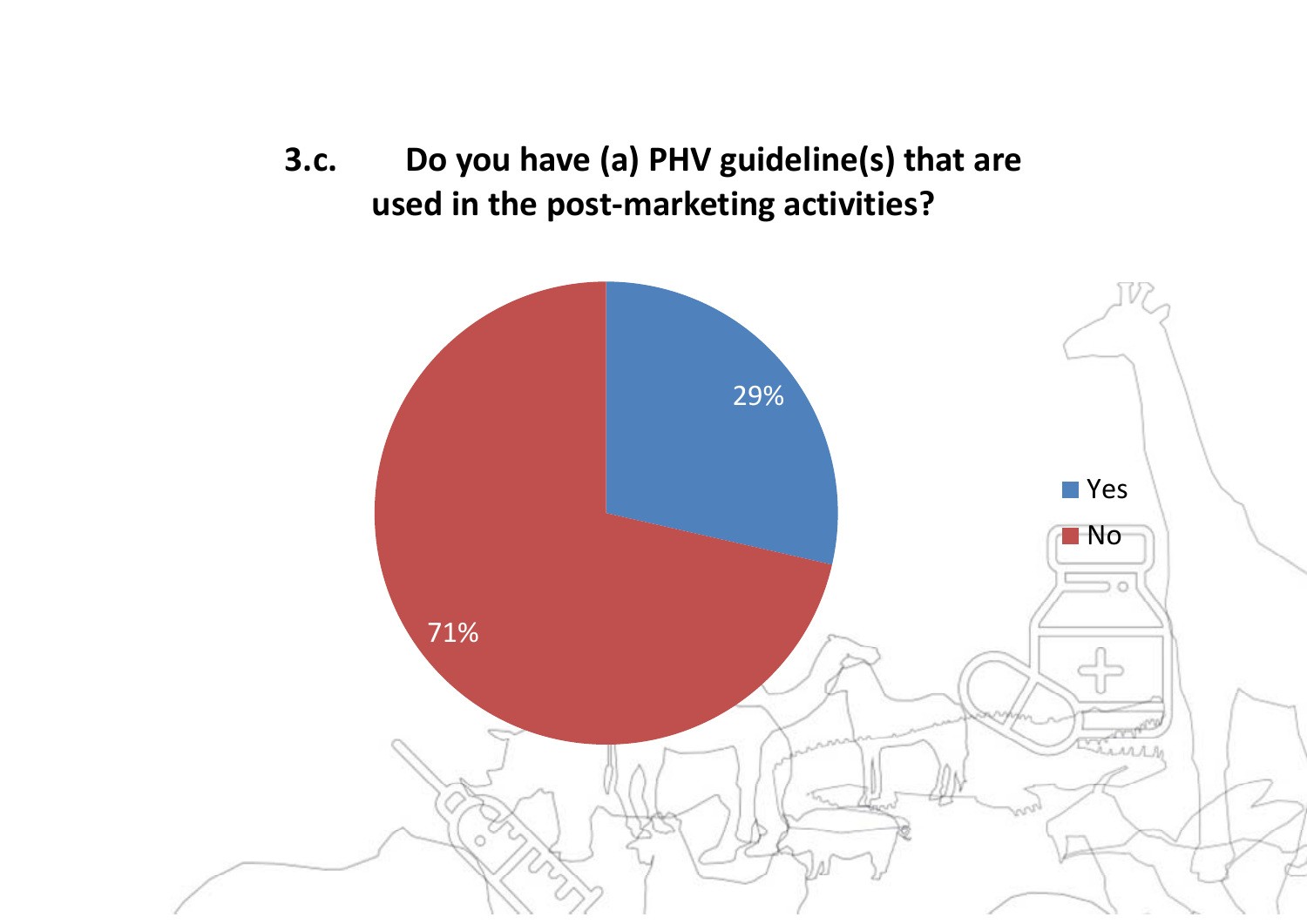### 3.c. Do you have (a) PHV guideline(s) that are used in the post-marketing activities?

| Response | Percentage |
| --- | --- |
| Yes | 29% |
| No | 71% |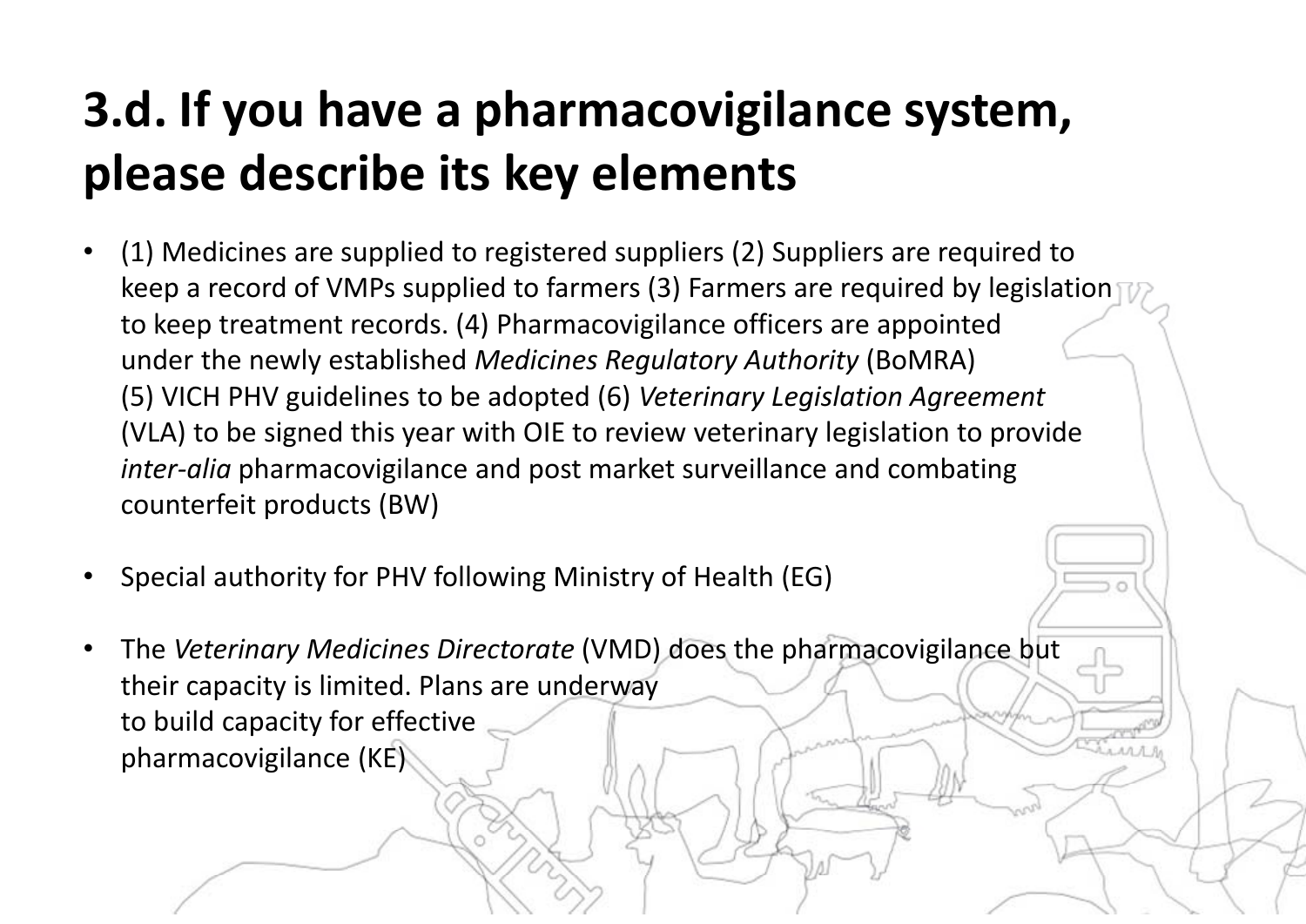# 3.d. If you have a pharmacovigilance system, please describe its key elements

- (1) Medicines are supplied to registered suppliers (2) Suppliers are required to keep a record of VMPs supplied to farmers (3) Farmers are required by legislation to keep treatment records. (4) Pharmacovigilance officers are appointed under the newly established *Medicines Regulatory Authority* (BoMRA) (5) VICH PHV guidelines to be adopted (6) *Veterinary Legislation Agreement* (VLA) to be signed this year with OIE to review veterinary legislation to provide *inter-alia* pharmacovigilance and post market surveillance and combating counterfeit products (BW)

- Special authority for PHV following Ministry of Health (EG)

- The *Veterinary Medicines Directorate* (VMD) does the pharmacovigilance but their capacity is limited. Plans are underway to build capacity for effective pharmacovigilance (KE)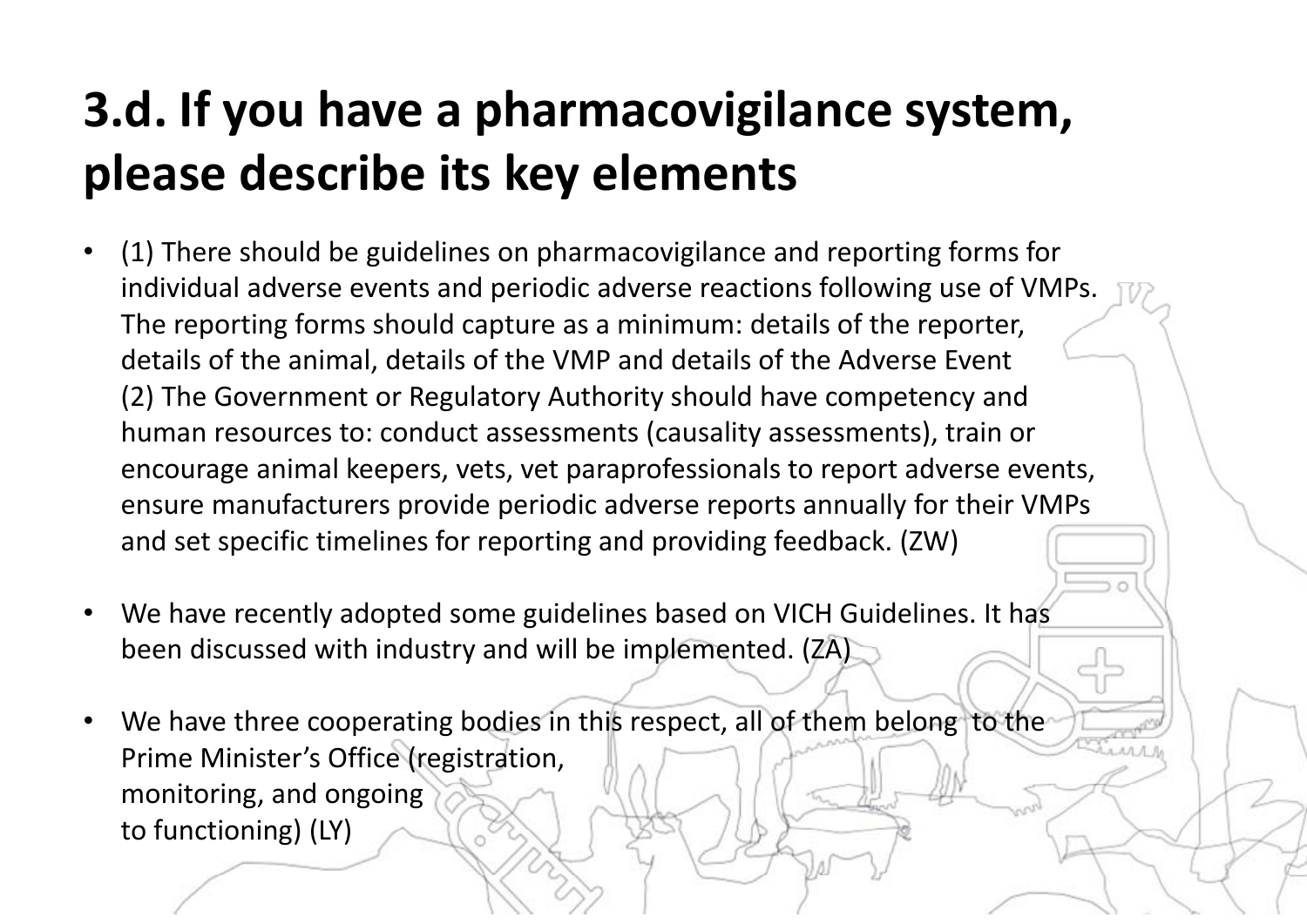# 3.d. If you have a pharmacovigilance system, please describe its key elements

- (1) There should be guidelines on pharmacovigilance and reporting forms for individual adverse events and periodic adverse reactions following use of VMPs. The reporting forms should capture as a minimum: details of the reporter, details of the animal, details of the VMP and details of the Adverse Event
  (2) The Government or Regulatory Authority should have competency and human resources to: conduct assessments (causality assessments), train or encourage animal keepers, vets, vet paraprofessionals to report adverse events, ensure manufacturers provide periodic adverse reports annually for their VMPs and set specific timelines for reporting and providing feedback. (ZW)

- We have recently adopted some guidelines based on VICH Guidelines. It has been discussed with industry and will be implemented. (ZA)

- We have three cooperating bodies in this respect, all of them belong to the Prime Minister's Office (registration, monitoring, and ongoing to functioning) (LY)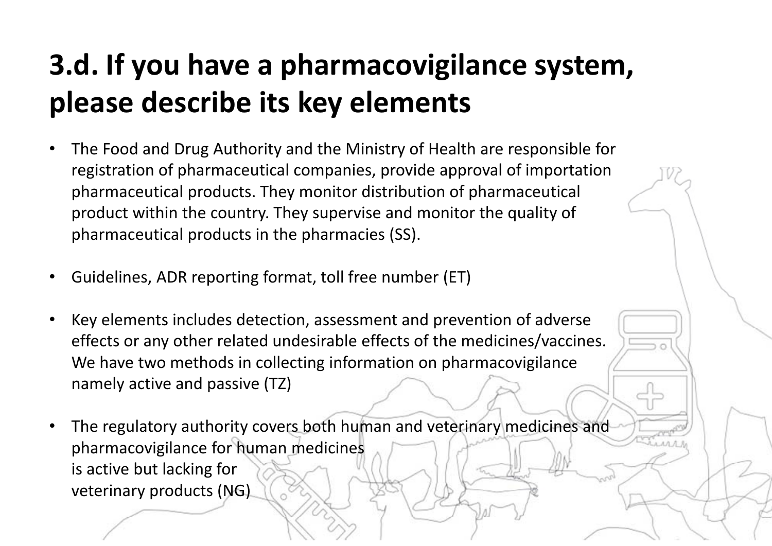# 3.d. If you have a pharmacovigilance system, please describe its key elements

- The Food and Drug Authority and the Ministry of Health are responsible for registration of pharmaceutical companies, provide approval of importation pharmaceutical products. They monitor distribution of pharmaceutical product within the country. They supervise and monitor the quality of pharmaceutical products in the pharmacies (SS).
- Guidelines, ADR reporting format, toll free number (ET)
- Key elements includes detection, assessment and prevention of adverse effects or any other related undesirable effects of the medicines/vaccines. We have two methods in collecting information on pharmacovigilance namely active and passive (TZ)
- The regulatory authority covers both human and veterinary medicines and pharmacovigilance for human medicines is active but lacking for veterinary products (NG)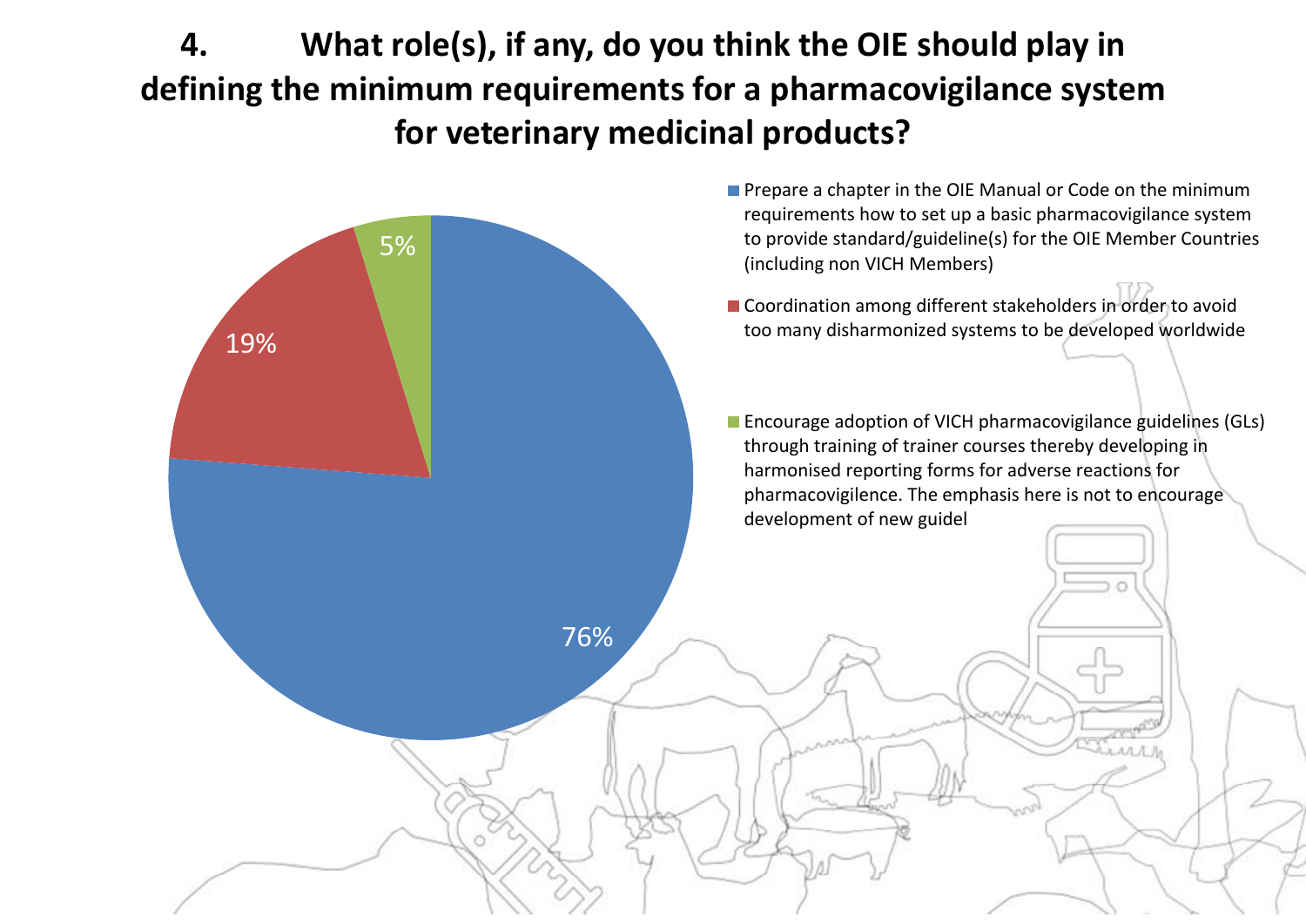# 4. What role(s), if any, do you think the OIE should play in defining the minimum requirements for a pharmacovigilance system for veterinary medicinal products?

| Response | Percentage |
| --- | --- |
| Prepare a chapter in the OIE Manual or Code on the minimum requirements how to set up a basic pharmacovigilance system to provide standard/guideline(s) for the OIE Member Countries (including non VICH Members) | 76% |
| Coordination among different stakeholders in order to avoid too many disharmonized systems to be developed worldwide | 19% |
| Encourage adoption of VICH pharmacovigilance guidelines (GLs) through training of trainer courses thereby developing in harmonised reporting forms for adverse reactions for pharmacovigilence. The emphasis here is not to encourage development of new guidel | 5% |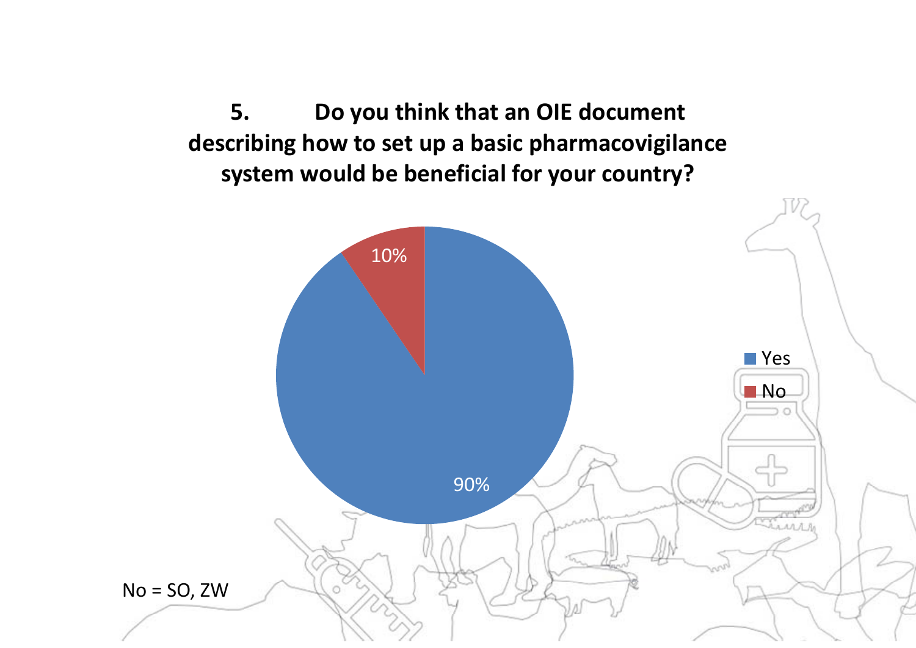## 5. Do you think that an OIE document describing how to set up a basic pharmacovigilance system would be beneficial for your country?

| Response | Percentage |
| --- | --- |
| Yes | 90% |
| No | 10% |

No = SO, ZW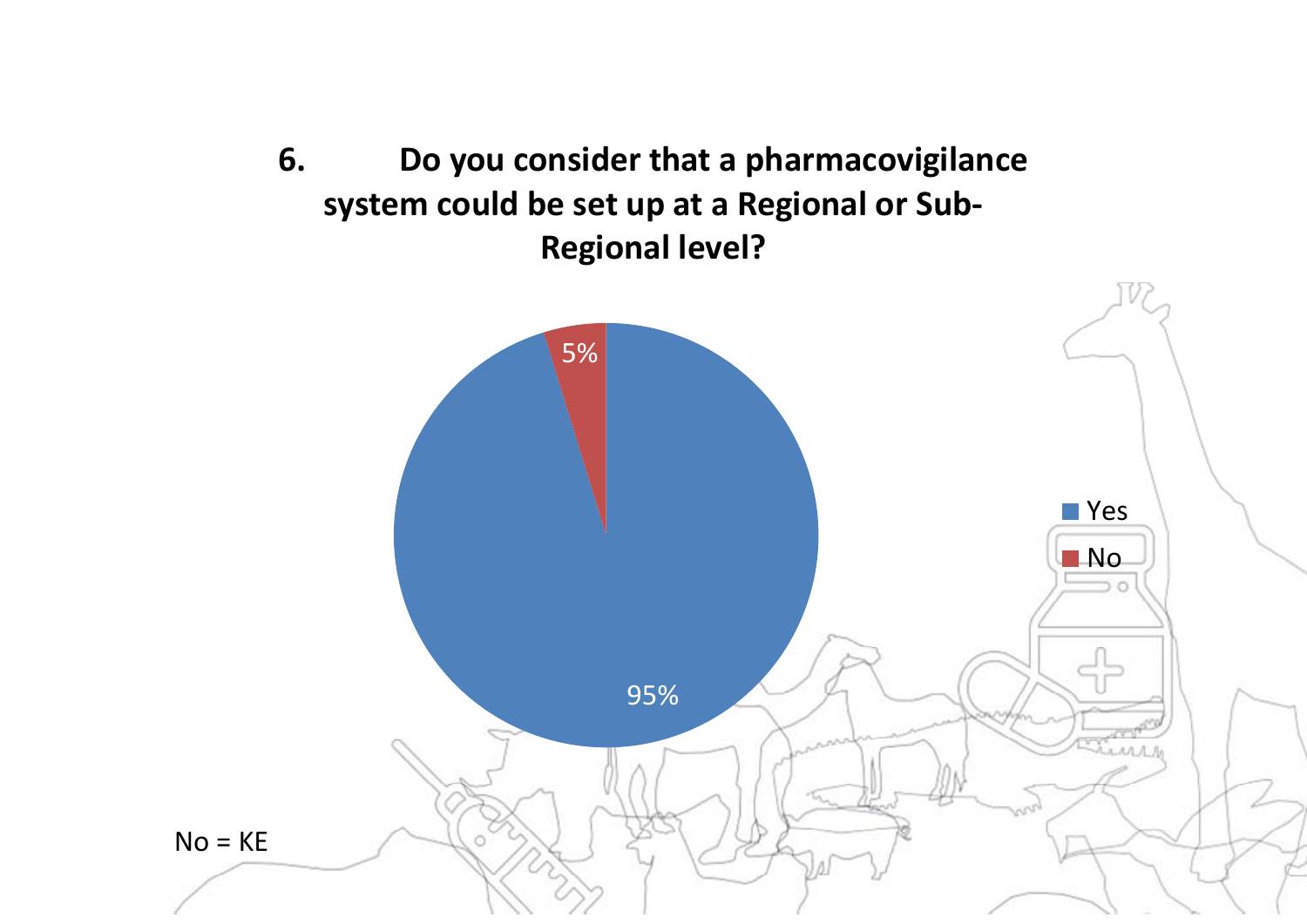## 6. Do you consider that a pharmacovigilance system could be set up at a Regional or Sub-Regional level?

- Yes: 95%
- No: 5%

No = KE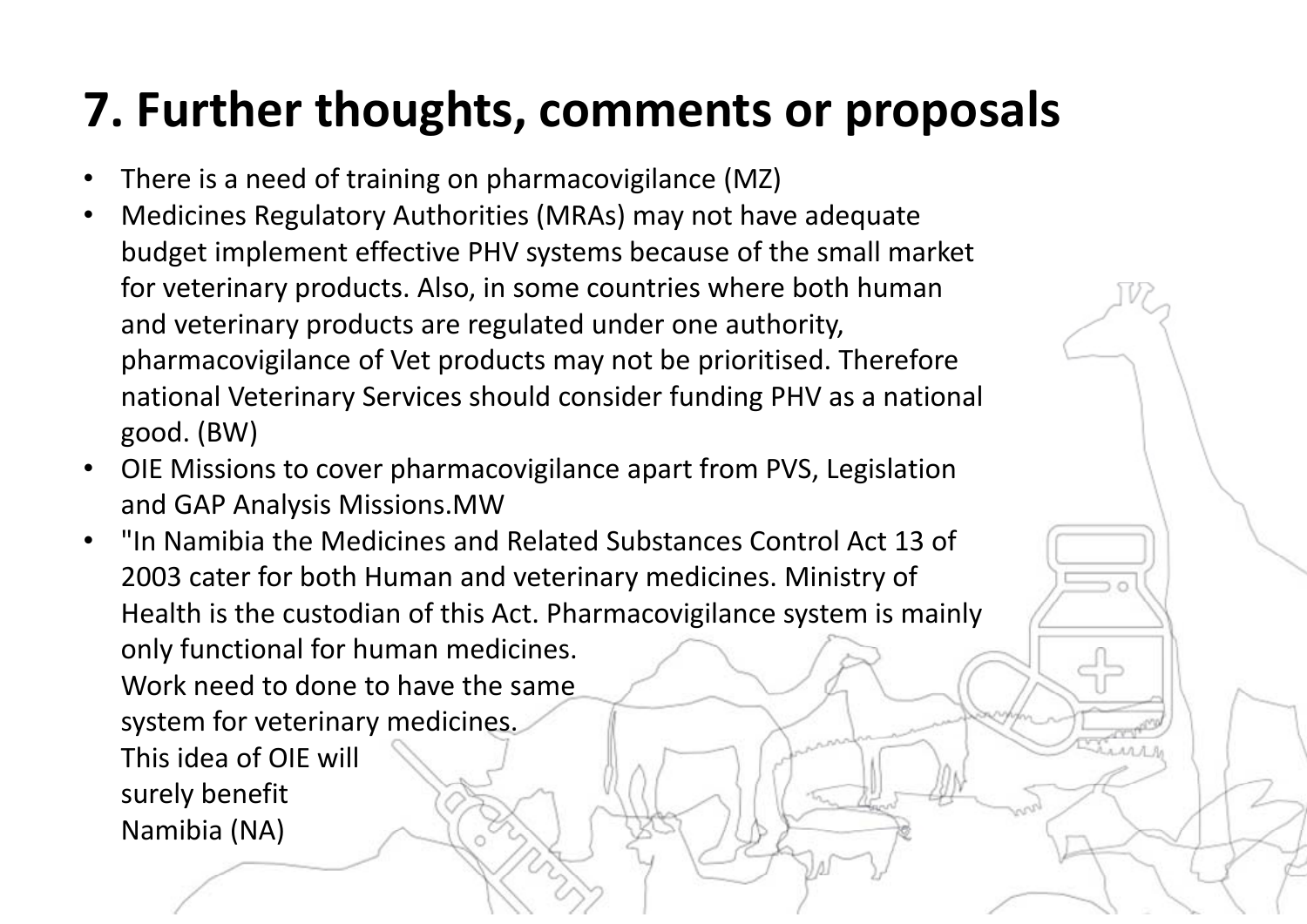# 7. Further thoughts, comments or proposals

- There is a need of training on pharmacovigilance (MZ)
- Medicines Regulatory Authorities (MRAs) may not have adequate budget implement effective PHV systems because of the small market for veterinary products. Also, in some countries where both human and veterinary products are regulated under one authority, pharmacovigilance of Vet products may not be prioritised. Therefore national Veterinary Services should consider funding PHV as a national good. (BW)
- OIE Missions to cover pharmacovigilance apart from PVS, Legislation and GAP Analysis Missions.MW
- "In Namibia the Medicines and Related Substances Control Act 13 of 2003 cater for both Human and veterinary medicines. Ministry of Health is the custodian of this Act. Pharmacovigilance system is mainly only functional for human medicines.
  Work need to done to have the same system for veterinary medicines.
  This idea of OIE will surely benefit Namibia (NA)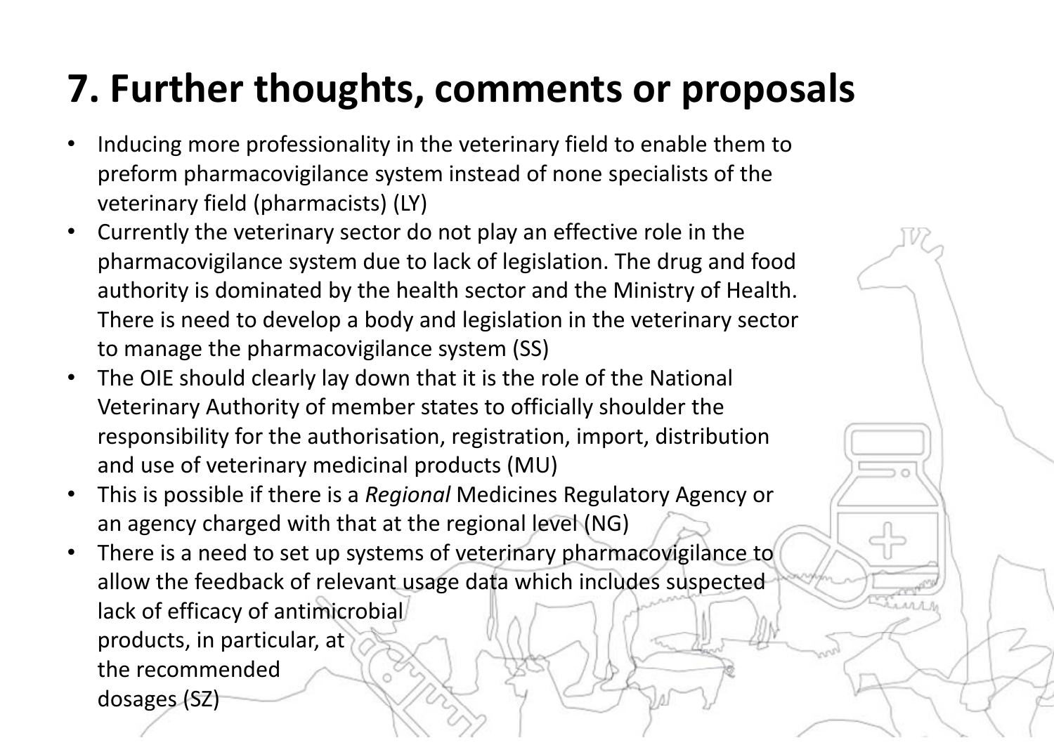# 7. Further thoughts, comments or proposals

- Inducing more professionality in the veterinary field to enable them to preform pharmacovigilance system instead of none specialists of the veterinary field (pharmacists) (LY)
- Currently the veterinary sector do not play an effective role in the pharmacovigilance system due to lack of legislation. The drug and food authority is dominated by the health sector and the Ministry of Health. There is need to develop a body and legislation in the veterinary sector to manage the pharmacovigilance system (SS)
- The OIE should clearly lay down that it is the role of the National Veterinary Authority of member states to officially shoulder the responsibility for the authorisation, registration, import, distribution and use of veterinary medicinal products (MU)
- This is possible if there is a *Regional* Medicines Regulatory Agency or an agency charged with that at the regional level (NG)
- There is a need to set up systems of veterinary pharmacovigilance to allow the feedback of relevant usage data which includes suspected lack of efficacy of antimicrobial products, in particular, at the recommended dosages (SZ)